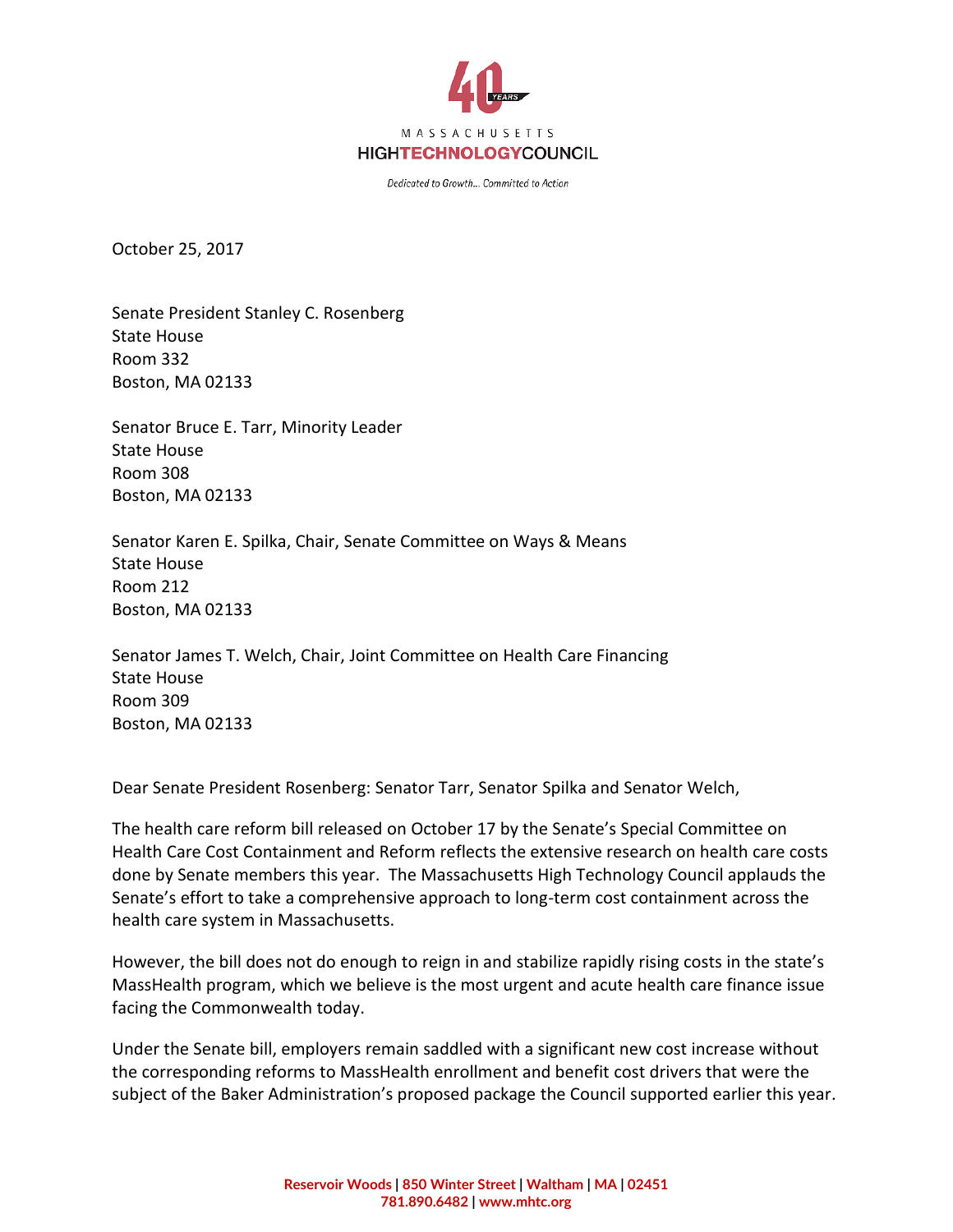MASSACHUSETTS
HIGHTECHNOLOGYCOUNCIL

*Dedicated to Growth... Committed to Action*

October 25, 2017

Senate President Stanley C. Rosenberg
State House
Room 332
Boston, MA 02133

Senator Bruce E. Tarr, Minority Leader
State House
Room 308
Boston, MA 02133

Senator Karen E. Spilka, Chair, Senate Committee on Ways & Means
State House
Room 212
Boston, MA 02133

Senator James T. Welch, Chair, Joint Committee on Health Care Financing
State House
Room 309
Boston, MA 02133

Dear Senate President Rosenberg: Senator Tarr, Senator Spilka and Senator Welch,

The health care reform bill released on October 17 by the Senate's Special Committee on Health Care Cost Containment and Reform reflects the extensive research on health care costs done by Senate members this year. The Massachusetts High Technology Council applauds the Senate's effort to take a comprehensive approach to long-term cost containment across the health care system in Massachusetts.

However, the bill does not do enough to reign in and stabilize rapidly rising costs in the state's MassHealth program, which we believe is the most urgent and acute health care finance issue facing the Commonwealth today.

Under the Senate bill, employers remain saddled with a significant new cost increase without the corresponding reforms to MassHealth enrollment and benefit cost drivers that were the subject of the Baker Administration's proposed package the Council supported earlier this year.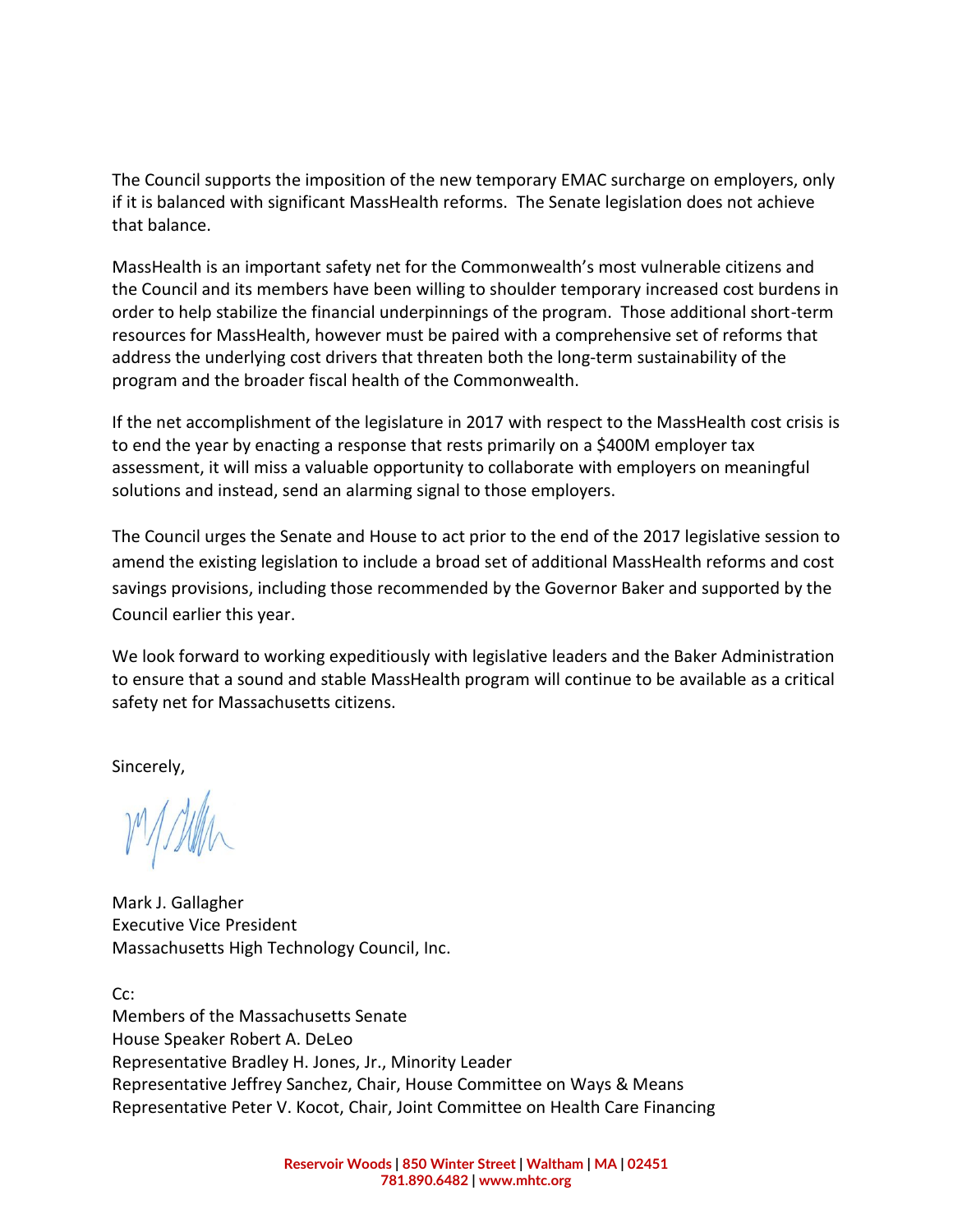The Council supports the imposition of the new temporary EMAC surcharge on employers, only if it is balanced with significant MassHealth reforms. The Senate legislation does not achieve that balance.

MassHealth is an important safety net for the Commonwealth's most vulnerable citizens and the Council and its members have been willing to shoulder temporary increased cost burdens in order to help stabilize the financial underpinnings of the program. Those additional short-term resources for MassHealth, however must be paired with a comprehensive set of reforms that address the underlying cost drivers that threaten both the long-term sustainability of the program and the broader fiscal health of the Commonwealth.

If the net accomplishment of the legislature in 2017 with respect to the MassHealth cost crisis is to end the year by enacting a response that rests primarily on a $400M employer tax assessment, it will miss a valuable opportunity to collaborate with employers on meaningful solutions and instead, send an alarming signal to those employers.

The Council urges the Senate and House to act prior to the end of the 2017 legislative session to amend the existing legislation to include a broad set of additional MassHealth reforms and cost savings provisions, including those recommended by the Governor Baker and supported by the Council earlier this year.

We look forward to working expeditiously with legislative leaders and the Baker Administration to ensure that a sound and stable MassHealth program will continue to be available as a critical safety net for Massachusetts citizens.

Sincerely,

Mark J. Gallagher
Executive Vice President
Massachusetts High Technology Council, Inc.

Cc:
Members of the Massachusetts Senate
House Speaker Robert A. DeLeo
Representative Bradley H. Jones, Jr., Minority Leader
Representative Jeffrey Sanchez, Chair, House Committee on Ways & Means
Representative Peter V. Kocot, Chair, Joint Committee on Health Care Financing

**Reservoir Woods | 850 Winter Street | Waltham | MA | 02451**
**781.890.6482 | www.mhtc.org**